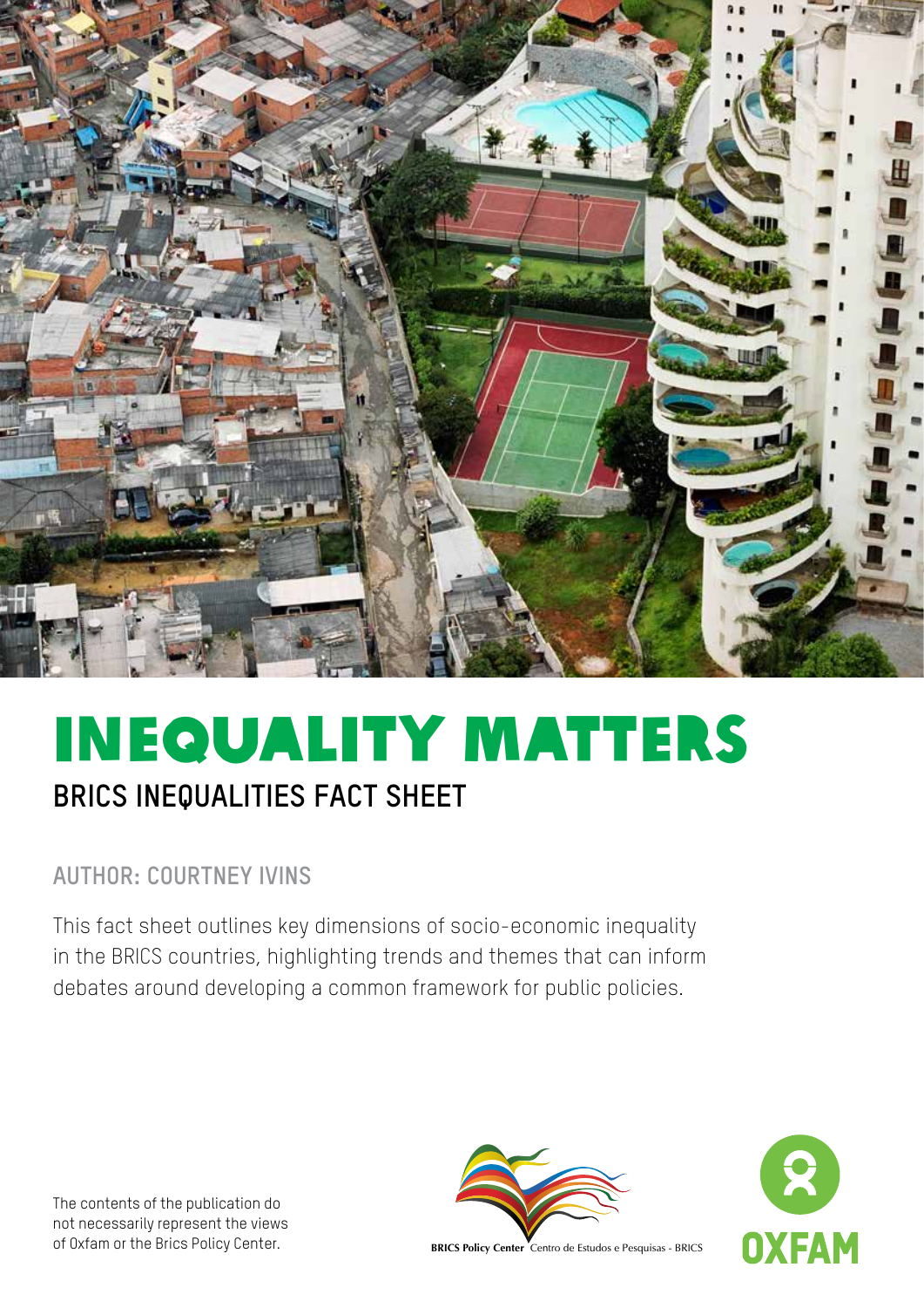# INEQUALITY MATTERS

## BRICS INEQUALITIES FACT SHEET

### AUTHOR: COURTNEY IVINS

This fact sheet outlines key dimensions of socio-economic inequality in the BRICS countries, highlighting trends and themes that can inform debates around developing a common framework for public policies.

The contents of the publication do not necessarily represent the views of Oxfam or the Brics Policy Center.

**BRICS Policy Center** Centro de Estudos e Pesquisas - BRICS

OXFAM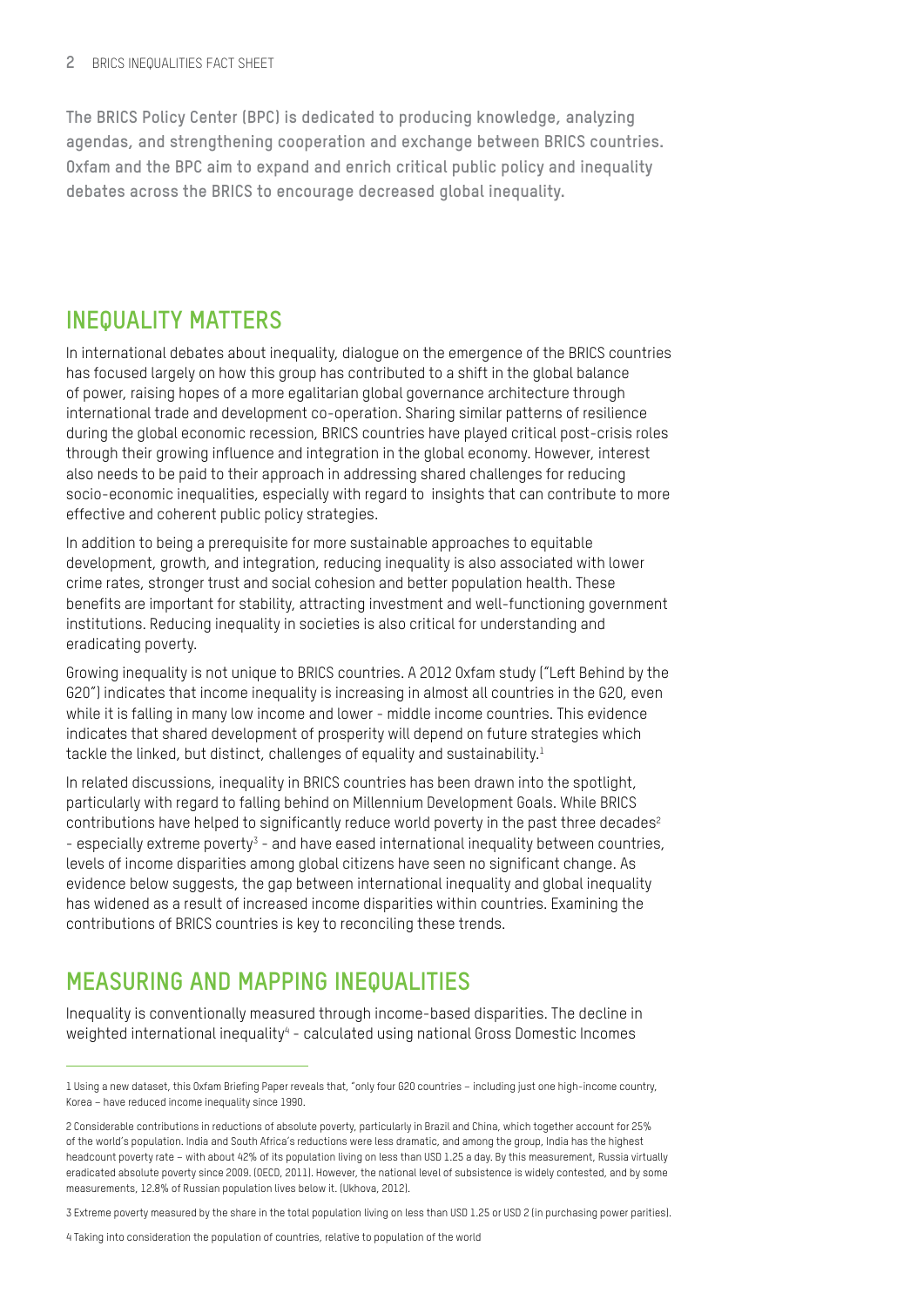**The BRICS Policy Center (BPC) is dedicated to producing knowledge, analyzing agendas, and strengthening cooperation and exchange between BRICS countries. Oxfam and the BPC aim to expand and enrich critical public policy and inequality debates across the BRICS to encourage decreased global inequality.**

## INEQUALITY MATTERS

In international debates about inequality, dialogue on the emergence of the BRICS countries has focused largely on how this group has contributed to a shift in the global balance of power, raising hopes of a more egalitarian global governance architecture through international trade and development co-operation. Sharing similar patterns of resilience during the global economic recession, BRICS countries have played critical post-crisis roles through their growing influence and integration in the global economy. However, interest also needs to be paid to their approach in addressing shared challenges for reducing socio-economic inequalities, especially with regard to insights that can contribute to more effective and coherent public policy strategies.

In addition to being a prerequisite for more sustainable approaches to equitable development, growth, and integration, reducing inequality is also associated with lower crime rates, stronger trust and social cohesion and better population health. These benefits are important for stability, attracting investment and well-functioning government institutions. Reducing inequality in societies is also critical for understanding and eradicating poverty.

Growing inequality is not unique to BRICS countries. A 2012 Oxfam study ("Left Behind by the G20") indicates that income inequality is increasing in almost all countries in the G20, even while it is falling in many low income and lower - middle income countries. This evidence indicates that shared development of prosperity will depend on future strategies which tackle the linked, but distinct, challenges of equality and sustainability.[1]

In related discussions, inequality in BRICS countries has been drawn into the spotlight, particularly with regard to falling behind on Millennium Development Goals. While BRICS contributions have helped to significantly reduce world poverty in the past three decades[2] - especially extreme poverty[3] - and have eased international inequality between countries, levels of income disparities among global citizens have seen no significant change. As evidence below suggests, the gap between international inequality and global inequality has widened as a result of increased income disparities within countries. Examining the contributions of BRICS countries is key to reconciling these trends.

## MEASURING AND MAPPING INEQUALITIES

Inequality is conventionally measured through income-based disparities. The decline in weighted international inequality[4] - calculated using national Gross Domestic Incomes

---

1 Using a new dataset, this Oxfam Briefing Paper reveals that, "only four G20 countries – including just one high-income country, Korea – have reduced income inequality since 1990.

2 Considerable contributions in reductions of absolute poverty, particularly in Brazil and China, which together account for 25% of the world's population. India and South Africa's reductions were less dramatic, and among the group, India has the highest headcount poverty rate – with about 42% of its population living on less than USD 1.25 a day. By this measurement, Russia virtually eradicated absolute poverty since 2009. (OECD, 2011). However, the national level of subsistence is widely contested, and by some measurements, 12.8% of Russian population lives below it. (Ukhova, 2012).

3 Extreme poverty measured by the share in the total population living on less than USD 1.25 or USD 2 (in purchasing power parities).

4 Taking into consideration the population of countries, relative to population of the world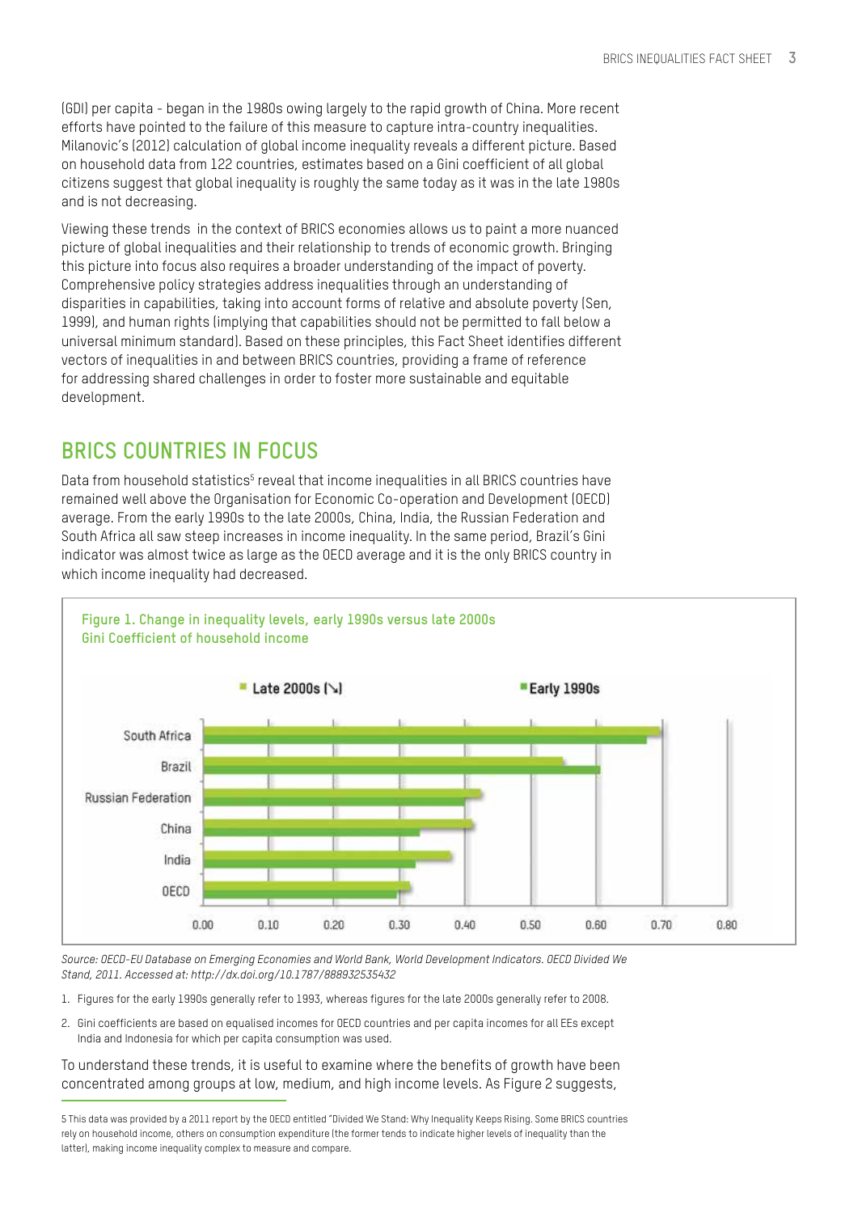(GDI) per capita - began in the 1980s owing largely to the rapid growth of China. More recent efforts have pointed to the failure of this measure to capture intra-country inequalities. Milanovic's (2012) calculation of global income inequality reveals a different picture. Based on household data from 122 countries, estimates based on a Gini coefficient of all global citizens suggest that global inequality is roughly the same today as it was in the late 1980s and is not decreasing.

Viewing these trends in the context of BRICS economies allows us to paint a more nuanced picture of global inequalities and their relationship to trends of economic growth. Bringing this picture into focus also requires a broader understanding of the impact of poverty. Comprehensive policy strategies address inequalities through an understanding of disparities in capabilities, taking into account forms of relative and absolute poverty (Sen, 1999), and human rights (implying that capabilities should not be permitted to fall below a universal minimum standard). Based on these principles, this Fact Sheet identifies different vectors of inequalities in and between BRICS countries, providing a frame of reference for addressing shared challenges in order to foster more sustainable and equitable development.

## BRICS COUNTRIES IN FOCUS

Data from household statistics[5] reveal that income inequalities in all BRICS countries have remained well above the Organisation for Economic Co-operation and Development (OECD) average. From the early 1990s to the late 2000s, China, India, the Russian Federation and South Africa all saw steep increases in income inequality. In the same period, Brazil's Gini indicator was almost twice as large as the OECD average and it is the only BRICS country in which income inequality had decreased.

**Figure 1. Change in inequality levels, early 1990s versus late 2000s**
**Gini Coefficient of household income**

*Source: OECD-EU Database on Emerging Economies and World Bank, World Development Indicators. OECD Divided We Stand, 2011. Accessed at: http://dx.doi.org/10.1787/888932535432*

1. Figures for the early 1990s generally refer to 1993, whereas figures for the late 2000s generally refer to 2008.
2. Gini coefficients are based on equalised incomes for OECD countries and per capita incomes for all EEs except India and Indonesia for which per capita consumption was used.

To understand these trends, it is useful to examine where the benefits of growth have been concentrated among groups at low, medium, and high income levels. As Figure 2 suggests,

5 This data was provided by a 2011 report by the OECD entitled "Divided We Stand: Why Inequality Keeps Rising. Some BRICS countries rely on household income, others on consumption expenditure (the former tends to indicate higher levels of inequality than the latter), making income inequality complex to measure and compare.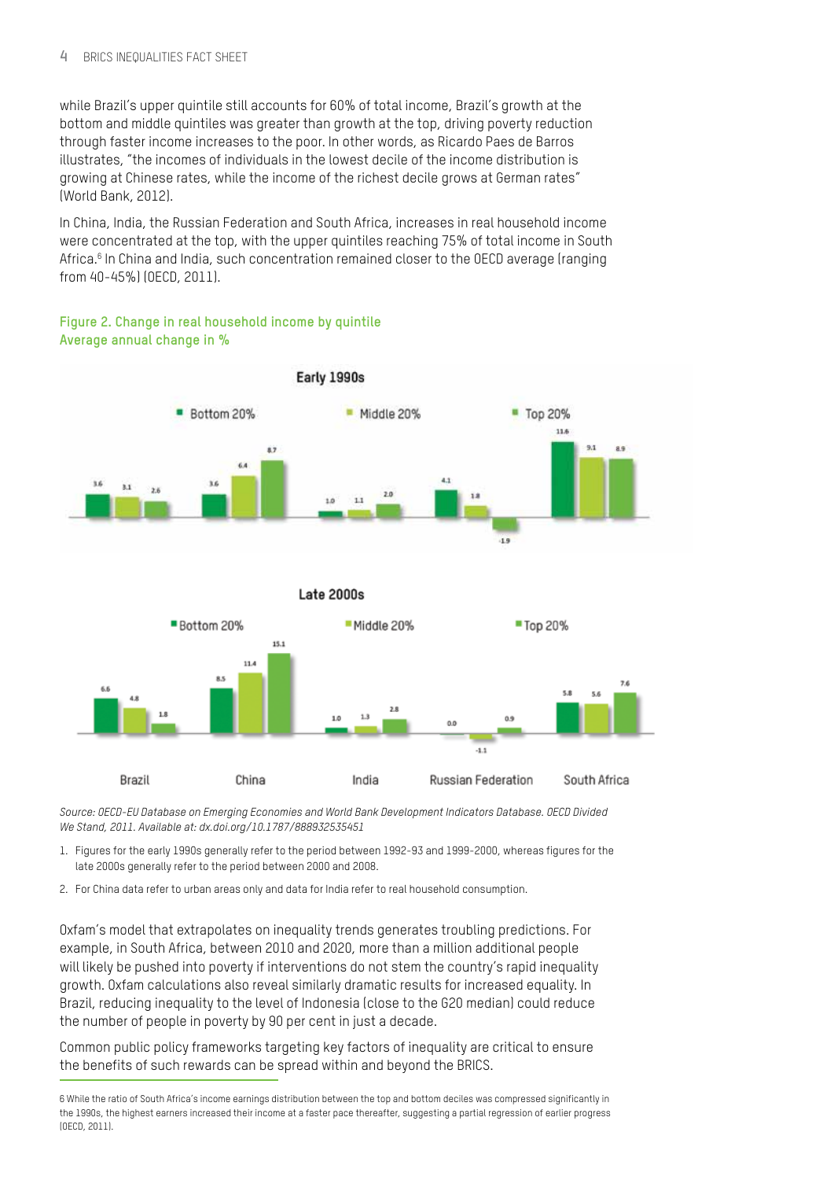while Brazil's upper quintile still accounts for 60% of total income, Brazil's growth at the bottom and middle quintiles was greater than growth at the top, driving poverty reduction through faster income increases to the poor. In other words, as Ricardo Paes de Barros illustrates, "the incomes of individuals in the lowest decile of the income distribution is growing at Chinese rates, while the income of the richest decile grows at German rates" (World Bank, 2012).

In China, India, the Russian Federation and South Africa, increases in real household income were concentrated at the top, with the upper quintiles reaching 75% of total income in South Africa.[6] In China and India, such concentration remained closer to the OECD average (ranging from 40-45%) (OECD, 2011).

**Figure 2. Change in real household income by quintile**
**Average annual change in %**

**Early 1990s**

| | Bottom 20% | Middle 20% | Top 20% |
|---|---|---|---|
| Brazil | 3.6 | 3.1 | 2.6 |
| China | 3.6 | 6.4 | 8.7 |
| India | 1.0 | 1.1 | 2.0 |
| Russian Federation | 4.1 | 1.8 | -1.9 |
| South Africa | 11.6 | 9.1 | 8.9 |

**Late 2000s**

| | Bottom 20% | Middle 20% | Top 20% |
|---|---|---|---|
| Brazil | 6.6 | 4.8 | 1.8 |
| China | 8.5 | 11.4 | 15.1 |
| India | 1.0 | 1.3 | 2.8 |
| Russian Federation | 0.0 | -1.1 | 0.9 |
| South Africa | 5.8 | 5.6 | 7.6 |

*Source: OECD-EU Database on Emerging Economies and World Bank Development Indicators Database. OECD Divided We Stand, 2011. Available at: dx.doi.org/10.1787/888932535451*

1. Figures for the early 1990s generally refer to the period between 1992-93 and 1999-2000, whereas figures for the late 2000s generally refer to the period between 2000 and 2008.
2. For China data refer to urban areas only and data for India refer to real household consumption.

Oxfam's model that extrapolates on inequality trends generates troubling predictions. For example, in South Africa, between 2010 and 2020, more than a million additional people will likely be pushed into poverty if interventions do not stem the country's rapid inequality growth. Oxfam calculations also reveal similarly dramatic results for increased equality. In Brazil, reducing inequality to the level of Indonesia (close to the G20 median) could reduce the number of people in poverty by 90 per cent in just a decade.

Common public policy frameworks targeting key factors of inequality are critical to ensure the benefits of such rewards can be spread within and beyond the BRICS.

6 While the ratio of South Africa's income earnings distribution between the top and bottom deciles was compressed significantly in the 1990s, the highest earners increased their income at a faster pace thereafter, suggesting a partial regression of earlier progress (OECD, 2011).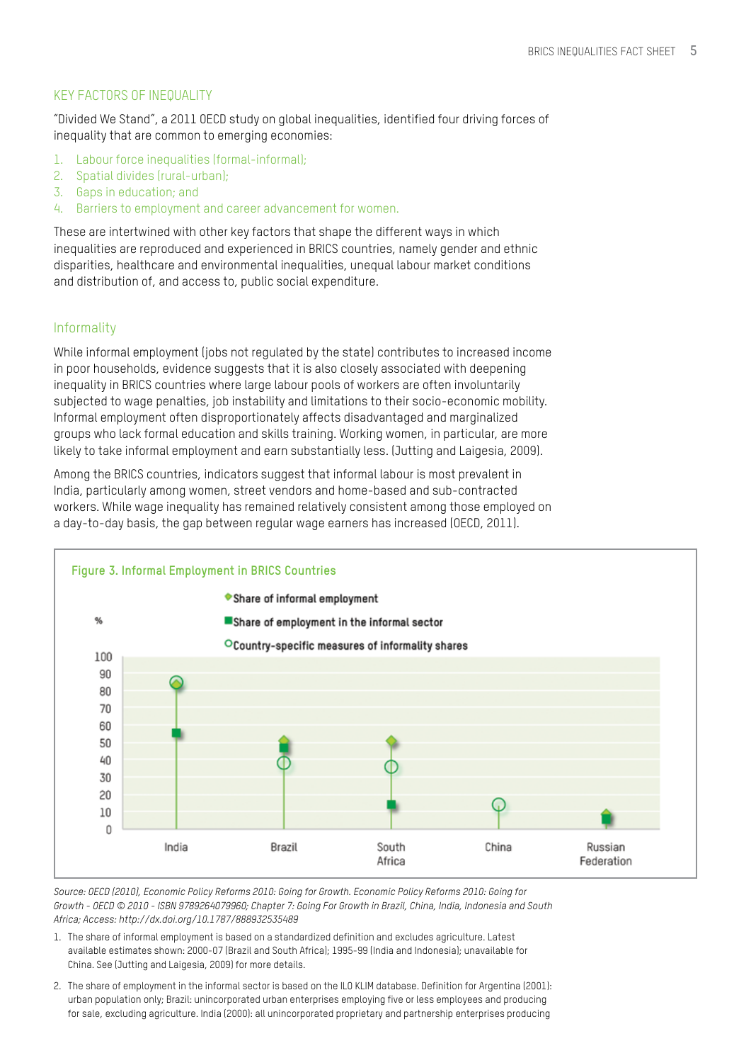## KEY FACTORS OF INEQUALITY

"Divided We Stand", a 2011 OECD study on global inequalities, identified four driving forces of inequality that are common to emerging economies:

1. Labour force inequalities (formal-informal);
2. Spatial divides (rural-urban);
3. Gaps in education; and
4. Barriers to employment and career advancement for women.

These are intertwined with other key factors that shape the different ways in which inequalities are reproduced and experienced in BRICS countries, namely gender and ethnic disparities, healthcare and environmental inequalities, unequal labour market conditions and distribution of, and access to, public social expenditure.

### Informality

While informal employment (jobs not regulated by the state) contributes to increased income in poor households, evidence suggests that it is also closely associated with deepening inequality in BRICS countries where large labour pools of workers are often involuntarily subjected to wage penalties, job instability and limitations to their socio-economic mobility. Informal employment often disproportionately affects disadvantaged and marginalized groups who lack formal education and skills training. Working women, in particular, are more likely to take informal employment and earn substantially less. (Jutting and Laigesia, 2009).

Among the BRICS countries, indicators suggest that informal labour is most prevalent in India, particularly among women, street vendors and home-based and sub-contracted workers. While wage inequality has remained relatively consistent among those employed on a day-to-day basis, the gap between regular wage earners has increased (OECD, 2011).

**Figure 3. Informal Employment in BRICS Countries**

| % | Share of informal employment | Share of employment in the informal sector | Country-specific measures of informality shares |
|---|---|---|---|
| India | 84 | 55 | 85 |
| Brazil | 51 | 47 | 38 |
| South Africa | 51 | 14 | 36 |
| China | | | 14 |
| Russian Federation | 8 | 6 | |

*Source: OECD (2010), Economic Policy Reforms 2010: Going for Growth. Economic Policy Reforms 2010: Going for Growth - OECD © 2010 - ISBN 9789264079960; Chapter 7: Going For Growth in Brazil, China, India, Indonesia and South Africa; Access: http://dx.doi.org/10.1787/888932535489*

1. The share of informal employment is based on a standardized definition and excludes agriculture. Latest available estimates shown: 2000-07 (Brazil and South Africa); 1995-99 (India and Indonesia); unavailable for China. See (Jutting and Laigesia, 2009) for more details.
2. The share of employment in the informal sector is based on the ILO KLIM database. Definition for Argentina (2001): urban population only; Brazil: unincorporated urban enterprises employing five or less employees and producing for sale, excluding agriculture. India (2000): all unincorporated proprietary and partnership enterprises producing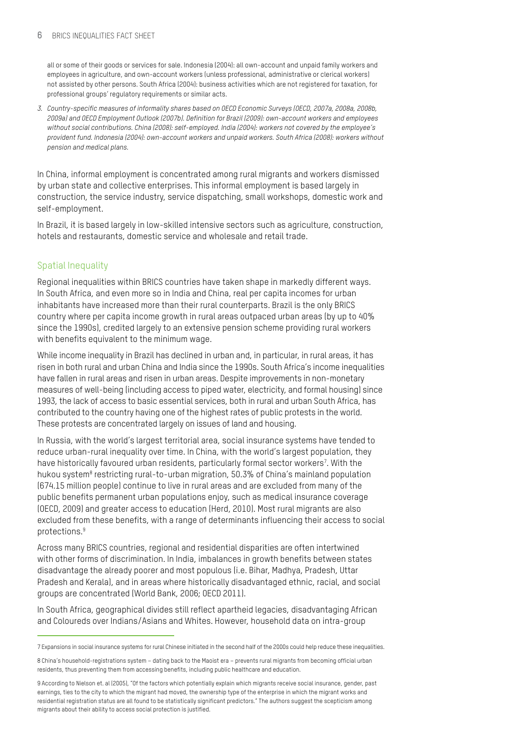all or some of their goods or services for sale. Indonesia (2004): all own-account and unpaid family workers and employees in agriculture, and own-account workers (unless professional, administrative or clerical workers) not assisted by other persons. South Africa (2004): business activities which are not registered for taxation, for professional groups' regulatory requirements or similar acts.

3. *Country-specific measures of informality shares based on OECD Economic Surveys (OECD, 2007a, 2008a, 2008b, 2009a) and OECD Employment Outlook (2007b). Definition for Brazil (2009): own-account workers and employees without social contributions. China (2008): self-employed. India (2004): workers not covered by the employee's provident fund. Indonesia (2004): own-account workers and unpaid workers. South Africa (2008): workers without pension and medical plans.*

In China, informal employment is concentrated among rural migrants and workers dismissed by urban state and collective enterprises. This informal employment is based largely in construction, the service industry, service dispatching, small workshops, domestic work and self-employment.

In Brazil, it is based largely in low-skilled intensive sectors such as agriculture, construction, hotels and restaurants, domestic service and wholesale and retail trade.

## Spatial Inequality

Regional inequalities within BRICS countries have taken shape in markedly different ways. In South Africa, and even more so in India and China, real per capita incomes for urban inhabitants have increased more than their rural counterparts. Brazil is the only BRICS country where per capita income growth in rural areas outpaced urban areas (by up to 40% since the 1990s), credited largely to an extensive pension scheme providing rural workers with benefits equivalent to the minimum wage.

While income inequality in Brazil has declined in urban and, in particular, in rural areas, it has risen in both rural and urban China and India since the 1990s. South Africa's income inequalities have fallen in rural areas and risen in urban areas. Despite improvements in non-monetary measures of well-being (including access to piped water, electricity, and formal housing) since 1993, the lack of access to basic essential services, both in rural and urban South Africa, has contributed to the country having one of the highest rates of public protests in the world. These protests are concentrated largely on issues of land and housing.

In Russia, with the world's largest territorial area, social insurance systems have tended to reduce urban-rural inequality over time. In China, with the world's largest population, they have historically favoured urban residents, particularly formal sector workers[7]. With the hukou system[8] restricting rural-to-urban migration, 50.3% of China's mainland population (674.15 million people) continue to live in rural areas and are excluded from many of the public benefits permanent urban populations enjoy, such as medical insurance coverage (OECD, 2009) and greater access to education (Herd, 2010). Most rural migrants are also excluded from these benefits, with a range of determinants influencing their access to social protections.[9]

Across many BRICS countries, regional and residential disparities are often intertwined with other forms of discrimination. In India, imbalances in growth benefits between states disadvantage the already poorer and most populous (i.e. Bihar, Madhya, Pradesh, Uttar Pradesh and Kerala), and in areas where historically disadvantaged ethnic, racial, and social groups are concentrated (World Bank, 2006; OECD 2011).

In South Africa, geographical divides still reflect apartheid legacies, disadvantaging African and Coloureds over Indians/Asians and Whites. However, household data on intra-group

7 Expansions in social insurance systems for rural Chinese initiated in the second half of the 2000s could help reduce these inequalities.

8 China's household-registrations system – dating back to the Maoist era – prevents rural migrants from becoming official urban residents, thus preventing them from accessing benefits, including public healthcare and education.

9 According to Nielson et. al (2005), "Of the factors which potentially explain which migrants receive social insurance, gender, past earnings, ties to the city to which the migrant had moved, the ownership type of the enterprise in which the migrant works and residential registration status are all found to be statistically significant predictors." The authors suggest the scepticism among migrants about their ability to access social protection is justified.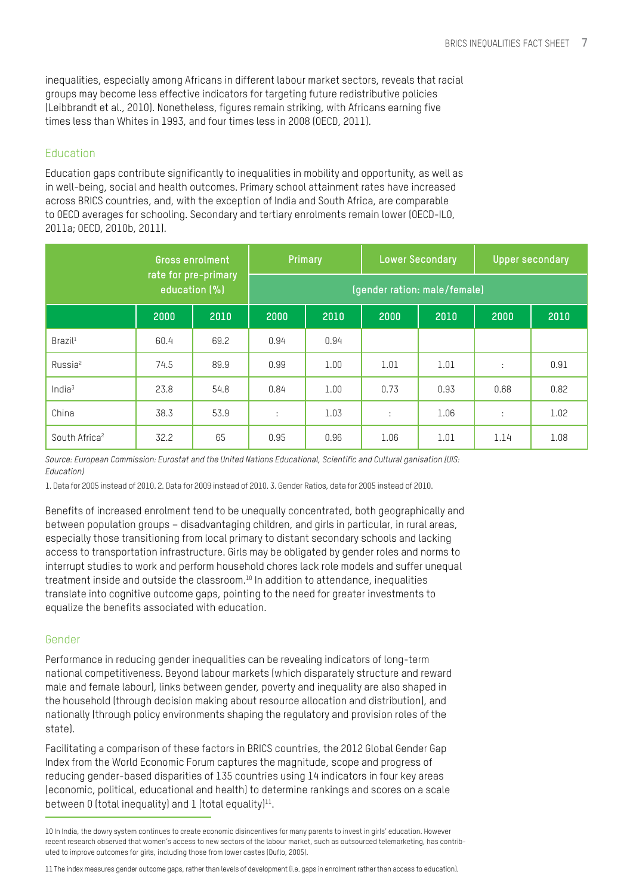inequalities, especially among Africans in different labour market sectors, reveals that racial groups may become less effective indicators for targeting future redistributive policies (Leibbrandt et al., 2010). Nonetheless, figures remain striking, with Africans earning five times less than Whites in 1993, and four times less in 2008 (OECD, 2011).

## Education

Education gaps contribute significantly to inequalities in mobility and opportunity, as well as in well-being, social and health outcomes. Primary school attainment rates have increased across BRICS countries, and, with the exception of India and South Africa, are comparable to OECD averages for schooling. Secondary and tertiary enrolments remain lower (OECD-ILO, 2011a; OECD, 2010b, 2011).

| | Gross enrolment rate for pre-primary education (%) | | Primary | | Lower Secondary | | Upper secondary | |
|---|---|---|---|---|---|---|---|---|
| | | | (gender ration: male/female) | | | | | |
| | 2000 | 2010 | 2000 | 2010 | 2000 | 2010 | 2000 | 2010 |
| Brazil[1] | 60.4 | 69.2 | 0.94 | 0.94 | | | | |
| Russia[2] | 74.5 | 89.9 | 0.99 | 1.00 | 1.01 | 1.01 | : | 0.91 |
| India[3] | 23.8 | 54.8 | 0.84 | 1.00 | 0.73 | 0.93 | 0.68 | 0.82 |
| China | 38.3 | 53.9 | : | 1.03 | : | 1.06 | : | 1.02 |
| South Africa[2] | 32.2 | 65 | 0.95 | 0.96 | 1.06 | 1.01 | 1.14 | 1.08 |

*Source: European Commission: Eurostat and the United Nations Educational, Scientific and Cultural ganisation (UIS: Education)*

1. Data for 2005 instead of 2010. 2. Data for 2009 instead of 2010. 3. Gender Ratios, data for 2005 instead of 2010.

Benefits of increased enrolment tend to be unequally concentrated, both geographically and between population groups – disadvantaging children, and girls in particular, in rural areas, especially those transitioning from local primary to distant secondary schools and lacking access to transportation infrastructure. Girls may be obligated by gender roles and norms to interrupt studies to work and perform household chores lack role models and suffer unequal treatment inside and outside the classroom.[10] In addition to attendance, inequalities translate into cognitive outcome gaps, pointing to the need for greater investments to equalize the benefits associated with education.

## Gender

Performance in reducing gender inequalities can be revealing indicators of long-term national competitiveness. Beyond labour markets (which disparately structure and reward male and female labour), links between gender, poverty and inequality are also shaped in the household (through decision making about resource allocation and distribution), and nationally (through policy environments shaping the regulatory and provision roles of the state).

Facilitating a comparison of these factors in BRICS countries, the 2012 Global Gender Gap Index from the World Economic Forum captures the magnitude, scope and progress of reducing gender-based disparities of 135 countries using 14 indicators in four key areas (economic, political, educational and health) to determine rankings and scores on a scale between 0 (total inequality) and 1 (total equality)[11].

---

10 In India, the dowry system continues to create economic disincentives for many parents to invest in girls' education. However recent research observed that women's access to new sectors of the labour market, such as outsourced telemarketing, has contributed to improve outcomes for girls, including those from lower castes (Duflo, 2005).

11 The index measures gender outcome gaps, rather than levels of development (i.e. gaps in enrolment rather than access to education).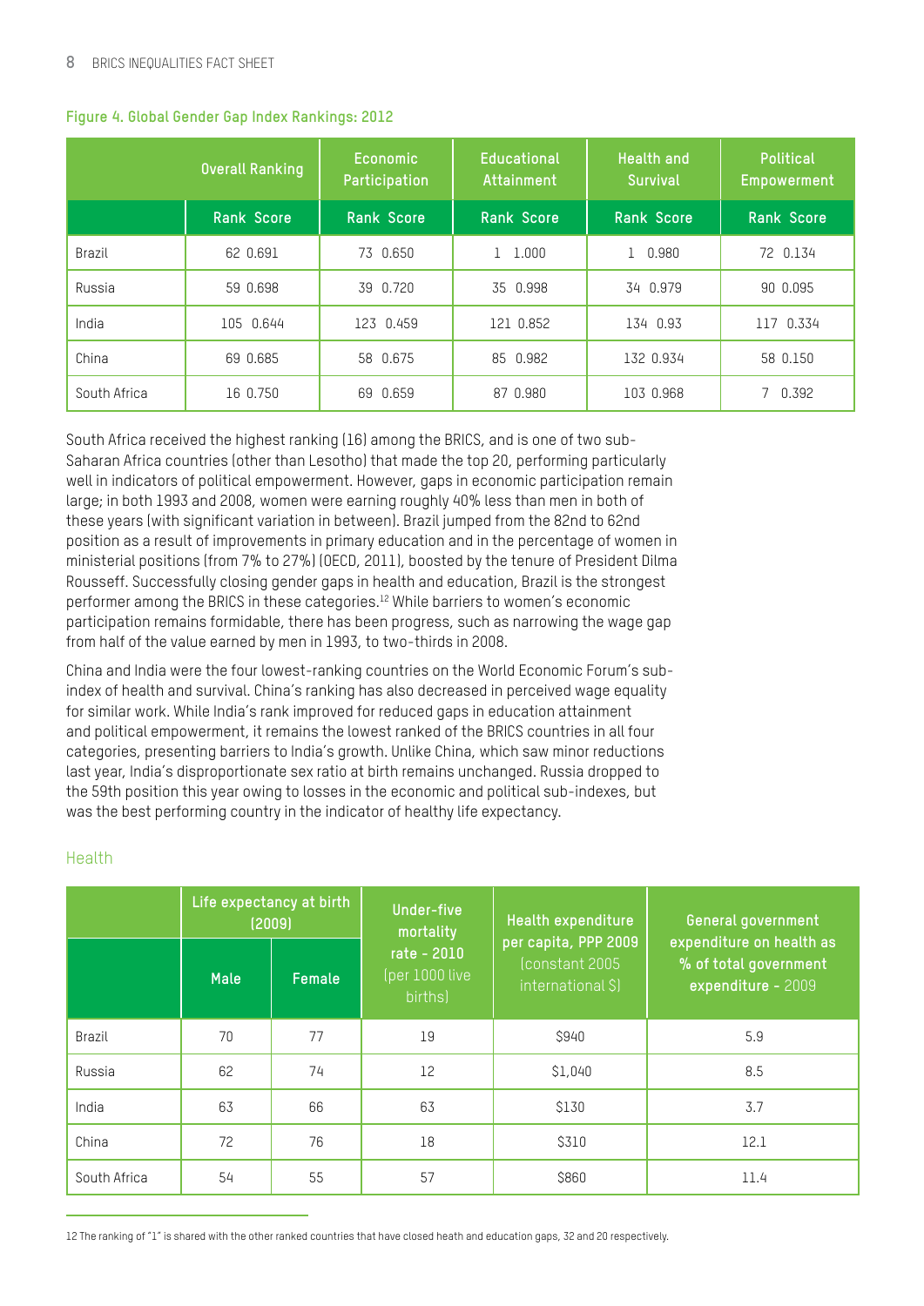**Figure 4. Global Gender Gap Index Rankings: 2012**

| | Overall Ranking | | Economic Participation | | Educational Attainment | | Health and Survival | | Political Empowerment | |
|---|---|---|---|---|---|---|---|---|---|---|
| | Rank | Score | Rank | Score | Rank | Score | Rank | Score | Rank | Score |
| Brazil | 62 | 0.691 | 73 | 0.650 | 1 | 1.000 | 1 | 0.980 | 72 | 0.134 |
| Russia | 59 | 0.698 | 39 | 0.720 | 35 | 0.998 | 34 | 0.979 | 90 | 0.095 |
| India | 105 | 0.644 | 123 | 0.459 | 121 | 0.852 | 134 | 0.93 | 117 | 0.334 |
| China | 69 | 0.685 | 58 | 0.675 | 85 | 0.982 | 132 | 0.934 | 58 | 0.150 |
| South Africa | 16 | 0.750 | 69 | 0.659 | 87 | 0.980 | 103 | 0.968 | 7 | 0.392 |

South Africa received the highest ranking (16) among the BRICS, and is one of two sub-Saharan Africa countries (other than Lesotho) that made the top 20, performing particularly well in indicators of political empowerment. However, gaps in economic participation remain large; in both 1993 and 2008, women were earning roughly 40% less than men in both of these years (with significant variation in between). Brazil jumped from the 82nd to 62nd position as a result of improvements in primary education and in the percentage of women in ministerial positions (from 7% to 27%) (OECD, 2011), boosted by the tenure of President Dilma Rousseff. Successfully closing gender gaps in health and education, Brazil is the strongest performer among the BRICS in these categories.[12] While barriers to women's economic participation remains formidable, there has been progress, such as narrowing the wage gap from half of the value earned by men in 1993, to two-thirds in 2008.

China and India were the four lowest-ranking countries on the World Economic Forum's sub-index of health and survival. China's ranking has also decreased in perceived wage equality for similar work. While India's rank improved for reduced gaps in education attainment and political empowerment, it remains the lowest ranked of the BRICS countries in all four categories, presenting barriers to India's growth. Unlike China, which saw minor reductions last year, India's disproportionate sex ratio at birth remains unchanged. Russia dropped to the 59th position this year owing to losses in the economic and political sub-indexes, but was the best performing country in the indicator of healthy life expectancy.

## Health

| | Life expectancy at birth (2009) | | Under-five mortality rate - 2010 (per 1000 live births) | Health expenditure per capita, PPP 2009 (constant 2005 international $) | General government expenditure on health as % of total government expenditure - 2009 |
|---|---|---|---|---|---|
| | Male | Female | | | |
| Brazil | 70 | 77 | 19 | $940 | 5.9 |
| Russia | 62 | 74 | 12 | $1,040 | 8.5 |
| India | 63 | 66 | 63 | $130 | 3.7 |
| China | 72 | 76 | 18 | $310 | 12.1 |
| South Africa | 54 | 55 | 57 | $860 | 11.4 |

12 The ranking of "1" is shared with the other ranked countries that have closed heath and education gaps, 32 and 20 respectively.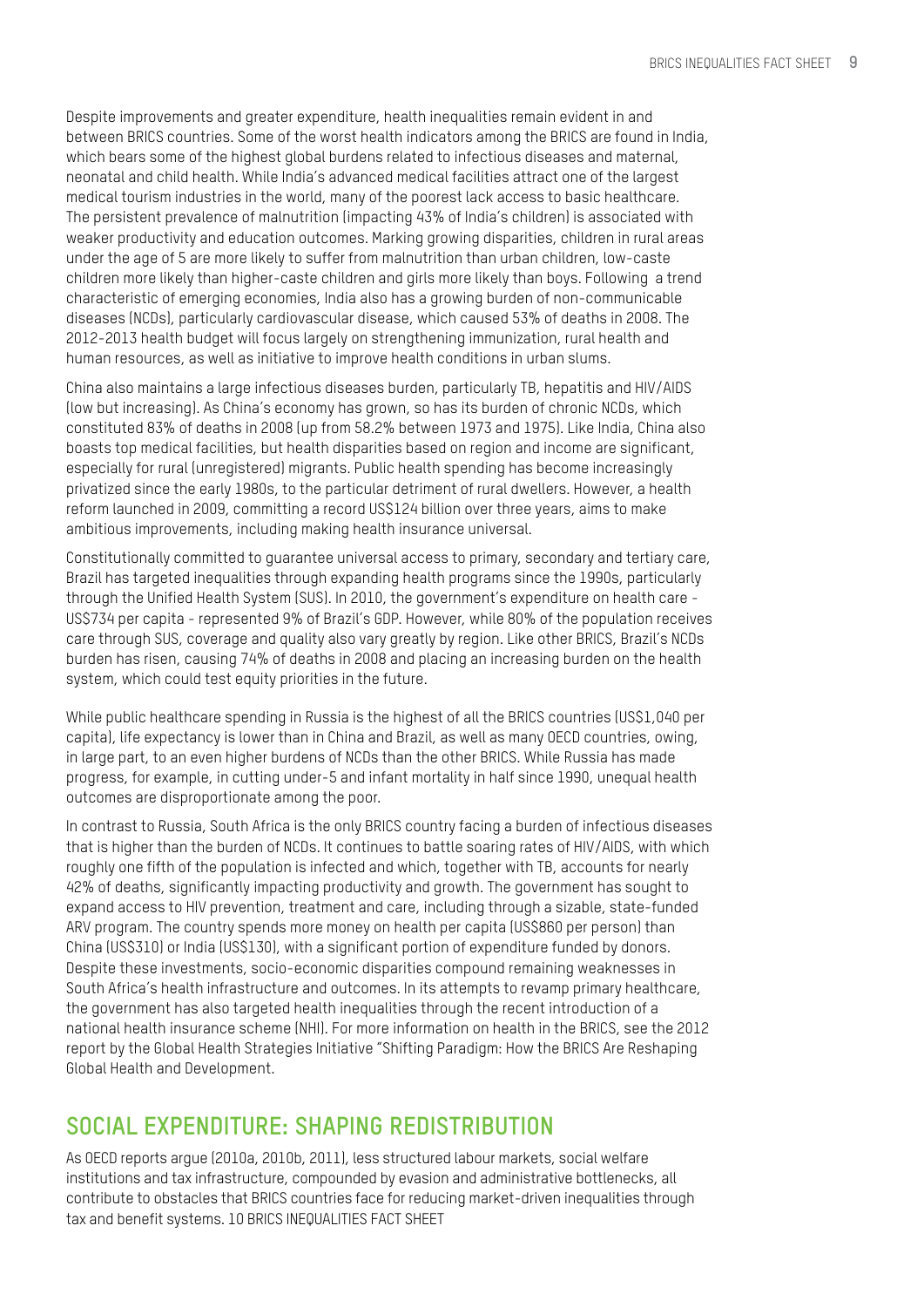Despite improvements and greater expenditure, health inequalities remain evident in and between BRICS countries. Some of the worst health indicators among the BRICS are found in India, which bears some of the highest global burdens related to infectious diseases and maternal, neonatal and child health. While India's advanced medical facilities attract one of the largest medical tourism industries in the world, many of the poorest lack access to basic healthcare. The persistent prevalence of malnutrition (impacting 43% of India's children) is associated with weaker productivity and education outcomes. Marking growing disparities, children in rural areas under the age of 5 are more likely to suffer from malnutrition than urban children, low-caste children more likely than higher-caste children and girls more likely than boys. Following a trend characteristic of emerging economies, India also has a growing burden of non-communicable diseases (NCDs), particularly cardiovascular disease, which caused 53% of deaths in 2008. The 2012-2013 health budget will focus largely on strengthening immunization, rural health and human resources, as well as initiative to improve health conditions in urban slums.

China also maintains a large infectious diseases burden, particularly TB, hepatitis and HIV/AIDS (low but increasing). As China's economy has grown, so has its burden of chronic NCDs, which constituted 83% of deaths in 2008 (up from 58.2% between 1973 and 1975). Like India, China also boasts top medical facilities, but health disparities based on region and income are significant, especially for rural (unregistered) migrants. Public health spending has become increasingly privatized since the early 1980s, to the particular detriment of rural dwellers. However, a health reform launched in 2009, committing a record US$124 billion over three years, aims to make ambitious improvements, including making health insurance universal.

Constitutionally committed to guarantee universal access to primary, secondary and tertiary care, Brazil has targeted inequalities through expanding health programs since the 1990s, particularly through the Unified Health System (SUS). In 2010, the government's expenditure on health care - US$734 per capita - represented 9% of Brazil's GDP. However, while 80% of the population receives care through SUS, coverage and quality also vary greatly by region. Like other BRICS, Brazil's NCDs burden has risen, causing 74% of deaths in 2008 and placing an increasing burden on the health system, which could test equity priorities in the future.

While public healthcare spending in Russia is the highest of all the BRICS countries (US$1,040 per capita), life expectancy is lower than in China and Brazil, as well as many OECD countries, owing, in large part, to an even higher burdens of NCDs than the other BRICS. While Russia has made progress, for example, in cutting under-5 and infant mortality in half since 1990, unequal health outcomes are disproportionate among the poor.

In contrast to Russia, South Africa is the only BRICS country facing a burden of infectious diseases that is higher than the burden of NCDs. It continues to battle soaring rates of HIV/AIDS, with which roughly one fifth of the population is infected and which, together with TB, accounts for nearly 42% of deaths, significantly impacting productivity and growth. The government has sought to expand access to HIV prevention, treatment and care, including through a sizable, state-funded ARV program. The country spends more money on health per capita (US$860 per person) than China (US$310) or India (US$130), with a significant portion of expenditure funded by donors. Despite these investments, socio-economic disparities compound remaining weaknesses in South Africa's health infrastructure and outcomes. In its attempts to revamp primary healthcare, the government has also targeted health inequalities through the recent introduction of a national health insurance scheme (NHI). For more information on health in the BRICS, see the 2012 report by the Global Health Strategies Initiative "Shifting Paradigm: How the BRICS Are Reshaping Global Health and Development.

## SOCIAL EXPENDITURE: SHAPING REDISTRIBUTION

As OECD reports argue (2010a, 2010b, 2011), less structured labour markets, social welfare institutions and tax infrastructure, compounded by evasion and administrative bottlenecks, all contribute to obstacles that BRICS countries face for reducing market-driven inequalities through tax and benefit systems.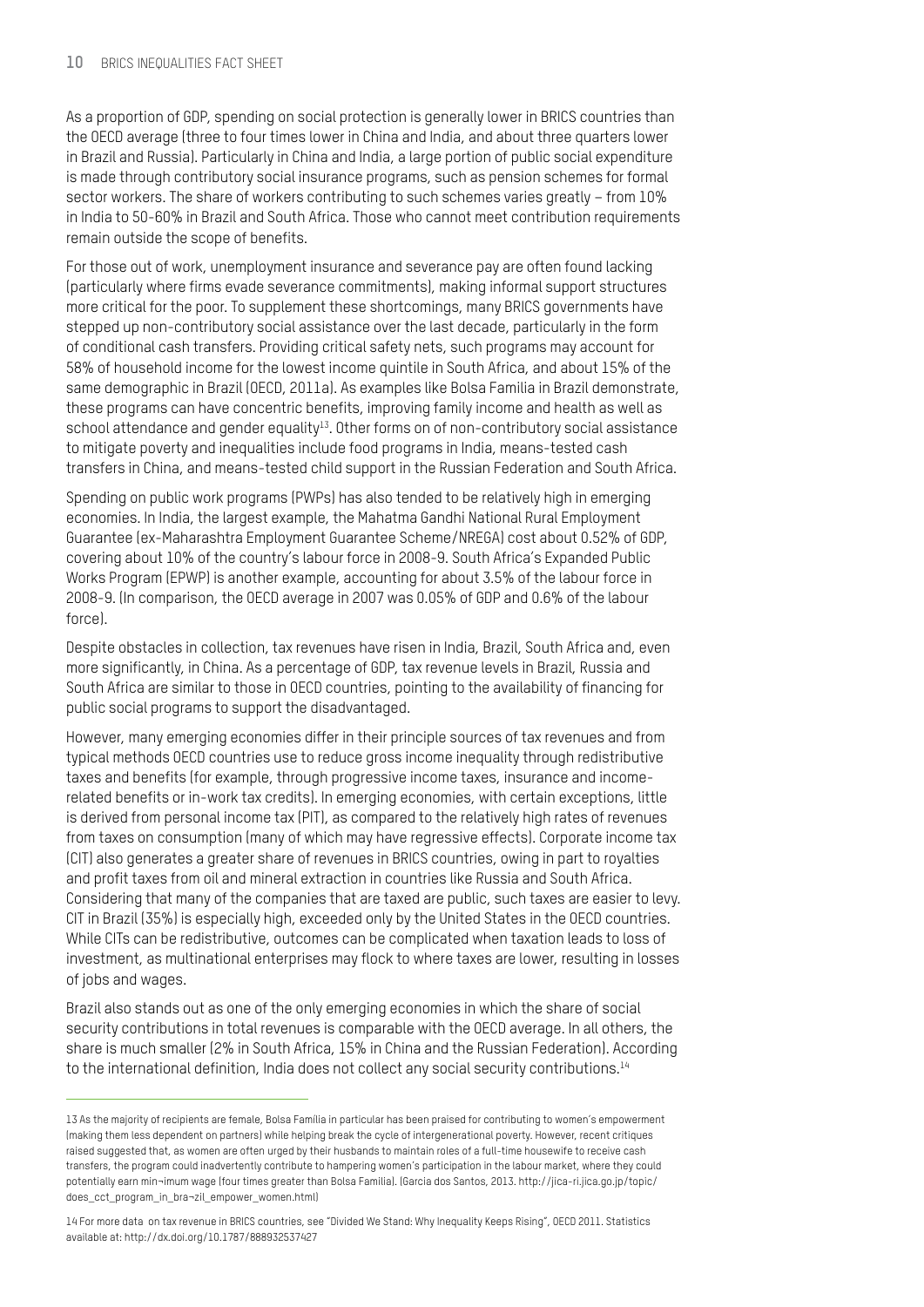As a proportion of GDP, spending on social protection is generally lower in BRICS countries than the OECD average (three to four times lower in China and India, and about three quarters lower in Brazil and Russia). Particularly in China and India, a large portion of public social expenditure is made through contributory social insurance programs, such as pension schemes for formal sector workers. The share of workers contributing to such schemes varies greatly – from 10% in India to 50-60% in Brazil and South Africa. Those who cannot meet contribution requirements remain outside the scope of benefits.

For those out of work, unemployment insurance and severance pay are often found lacking (particularly where firms evade severance commitments), making informal support structures more critical for the poor. To supplement these shortcomings, many BRICS governments have stepped up non-contributory social assistance over the last decade, particularly in the form of conditional cash transfers. Providing critical safety nets, such programs may account for 58% of household income for the lowest income quintile in South Africa, and about 15% of the same demographic in Brazil (OECD, 2011a). As examples like Bolsa Familia in Brazil demonstrate, these programs can have concentric benefits, improving family income and health as well as school attendance and gender equality[13]. Other forms on of non-contributory social assistance to mitigate poverty and inequalities include food programs in India, means-tested cash transfers in China, and means-tested child support in the Russian Federation and South Africa.

Spending on public work programs (PWPs) has also tended to be relatively high in emerging economies. In India, the largest example, the Mahatma Gandhi National Rural Employment Guarantee (ex-Maharashtra Employment Guarantee Scheme/NREGA) cost about 0.52% of GDP, covering about 10% of the country's labour force in 2008-9. South Africa's Expanded Public Works Program (EPWP) is another example, accounting for about 3.5% of the labour force in 2008-9. (In comparison, the OECD average in 2007 was 0.05% of GDP and 0.6% of the labour force).

Despite obstacles in collection, tax revenues have risen in India, Brazil, South Africa and, even more significantly, in China. As a percentage of GDP, tax revenue levels in Brazil, Russia and South Africa are similar to those in OECD countries, pointing to the availability of financing for public social programs to support the disadvantaged.

However, many emerging economies differ in their principle sources of tax revenues and from typical methods OECD countries use to reduce gross income inequality through redistributive taxes and benefits (for example, through progressive income taxes, insurance and income-related benefits or in-work tax credits). In emerging economies, with certain exceptions, little is derived from personal income tax (PIT), as compared to the relatively high rates of revenues from taxes on consumption (many of which may have regressive effects). Corporate income tax (CIT) also generates a greater share of revenues in BRICS countries, owing in part to royalties and profit taxes from oil and mineral extraction in countries like Russia and South Africa. Considering that many of the companies that are taxed are public, such taxes are easier to levy. CIT in Brazil (35%) is especially high, exceeded only by the United States in the OECD countries. While CITs can be redistributive, outcomes can be complicated when taxation leads to loss of investment, as multinational enterprises may flock to where taxes are lower, resulting in losses of jobs and wages.

Brazil also stands out as one of the only emerging economies in which the share of social security contributions in total revenues is comparable with the OECD average. In all others, the share is much smaller (2% in South Africa, 15% in China and the Russian Federation). According to the international definition, India does not collect any social security contributions.[14]

---

13 As the majority of recipients are female, Bolsa Familia in particular has been praised for contributing to women's empowerment (making them less dependent on partners) while helping break the cycle of intergenerational poverty. However, recent critiques raised suggested that, as women are often urged by their husbands to maintain roles of a full-time housewife to receive cash transfers, the program could inadvertently contribute to hampering women's participation in the labour market, where they could potentially earn min¬imum wage (four times greater than Bolsa Familia). (Garcia dos Santos, 2013. http://jica-ri.jica.go.jp/topic/does_cct_program_in_bra¬zil_empower_women.html)

14 For more data on tax revenue in BRICS countries, see "Divided We Stand: Why Inequality Keeps Rising", OECD 2011. Statistics available at: http://dx.doi.org/10.1787/888932537427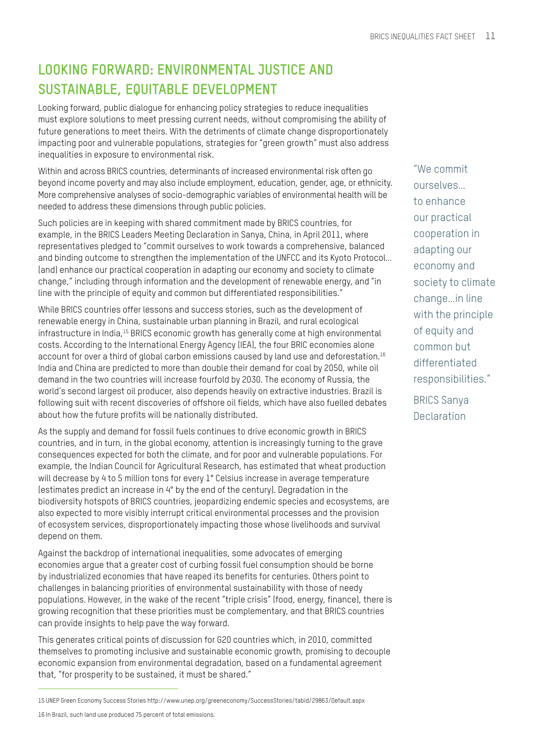## LOOKING FORWARD: ENVIRONMENTAL JUSTICE AND SUSTAINABLE, EQUITABLE DEVELOPMENT

Looking forward, public dialogue for enhancing policy strategies to reduce inequalities must explore solutions to meet pressing current needs, without compromising the ability of future generations to meet theirs. With the detriments of climate change disproportionately impacting poor and vulnerable populations, strategies for "green growth" must also address inequalities in exposure to environmental risk.

Within and across BRICS countries, determinants of increased environmental risk often go beyond income poverty and may also include employment, education, gender, age, or ethnicity. More comprehensive analyses of socio-demographic variables of environmental health will be needed to address these dimensions through public policies.

Such policies are in keeping with shared commitment made by BRICS countries, for example, in the BRICS Leaders Meeting Declaration in Sanya, China, in April 2011, where representatives pledged to "commit ourselves to work towards a comprehensive, balanced and binding outcome to strengthen the implementation of the UNFCC and its Kyoto Protocol... (and) enhance our practical cooperation in adapting our economy and society to climate change," including through information and the development of renewable energy, and "in line with the principle of equity and common but differentiated responsibilities."

> "We commit ourselves... to enhance our practical cooperation in adapting our economy and society to climate change...in line with the principle of equity and common but differentiated responsibilities."
>
> BRICS Sanya Declaration

While BRICS countries offer lessons and success stories, such as the development of renewable energy in China, sustainable urban planning in Brazil, and rural ecological infrastructure in India,[15] BRICS economic growth has generally come at high environmental costs. According to the International Energy Agency (IEA), the four BRIC economies alone account for over a third of global carbon emissions caused by land use and deforestation.[16] India and China are predicted to more than double their demand for coal by 2050, while oil demand in the two countries will increase fourfold by 2030. The economy of Russia, the world's second largest oil producer, also depends heavily on extractive industries. Brazil is following suit with recent discoveries of offshore oil fields, which have also fuelled debates about how the future profits will be nationally distributed.

As the supply and demand for fossil fuels continues to drive economic growth in BRICS countries, and in turn, in the global economy, attention is increasingly turning to the grave consequences expected for both the climate, and for poor and vulnerable populations. For example, the Indian Council for Agricultural Research, has estimated that wheat production will decrease by 4 to 5 million tons for every 1° Celsius increase in average temperature (estimates predict an increase in 4° by the end of the century). Degradation in the biodiversity hotspots of BRICS countries, jeopardizing endemic species and ecosystems, are also expected to more visibly interrupt critical environmental processes and the provision of ecosystem services, disproportionately impacting those whose livelihoods and survival depend on them.

Against the backdrop of international inequalities, some advocates of emerging economies argue that a greater cost of curbing fossil fuel consumption should be borne by industrialized economies that have reaped its benefits for centuries. Others point to challenges in balancing priorities of environmental sustainability with those of needy populations. However, in the wake of the recent "triple crisis" (food, energy, finance), there is growing recognition that these priorities must be complementary, and that BRICS countries can provide insights to help pave the way forward.

This generates critical points of discussion for G20 countries which, in 2010, committed themselves to promoting inclusive and sustainable economic growth, promising to decouple economic expansion from environmental degradation, based on a fundamental agreement that, "for prosperity to be sustained, it must be shared."

---

15 UNEP Green Economy Success Stories http://www.unep.org/greeneconomy/SuccessStories/tabid/29863/Default.aspx

16 In Brazil, such land use produced 75 percent of total emissions.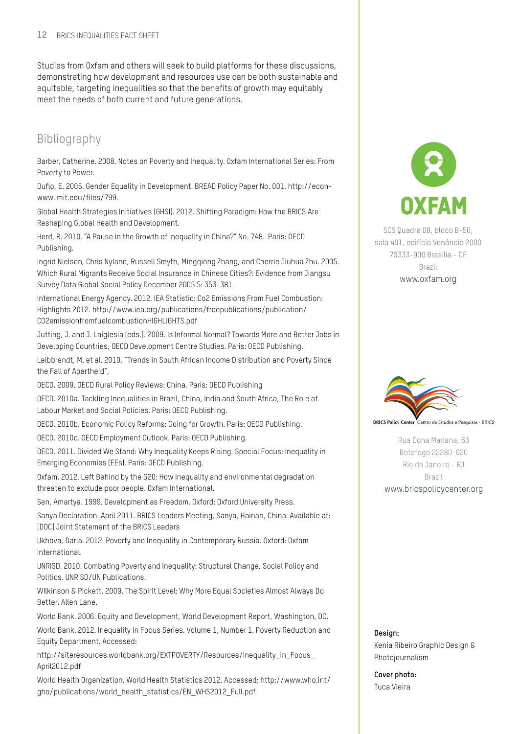Studies from Oxfam and others will seek to build platforms for these discussions, demonstrating how development and resources use can be both sustainable and equitable, targeting inequalities so that the benefits of growth may equitably meet the needs of both current and future generations.

## Bibliography

Barber, Catherine. 2008. Notes on Poverty and Inequality. Oxfam International Series: From Poverty to Power.

Duflo, E. 2005. Gender Equality in Development. BREAD Policy Paper No. 001. http://econ-www.mit.edu/files/799.

Global Health Strategies Initiatives (GHSI). 2012. Shifting Paradigm: How the BRICS Are Reshaping Global Health and Development.

Herd, R. 2010. "A Pause in the Growth of Inequality in China?" No. 748. Paris: OECD Publishing.

Ingrid Nielsen, Chris Nyland, Russell Smyth, Mingqiong Zhang, and Cherrie Jiuhua Zhu. 2005. Which Rural Migrants Receive Social Insurance in Chinese Cities?: Evidence from Jiangsu Survey Data Global Social Policy December 2005 5: 353-381.

International Energy Agency. 2012. IEA Statistic: Co2 Emissions From Fuel Combustion: Highlights 2012. http://www.iea.org/publications/freepublications/publication/CO2emissionfromfuelcombustionHIGHLIGHTS.pdf

Jutting, J. and J. Laiglesia (eds.). 2009. Is Informal Normal? Towards More and Better Jobs in Developing Countries, OECD Development Centre Studies. Paris: OECD Publishing.

Leibbrandt, M. et al. 2010, "Trends in South African Income Distribution and Poverty Since the Fall of Apartheid",

OECD. 2009. OECD Rural Policy Reviews: China. Paris: OECD Publishing

OECD. 2010a. Tackling Inequalities in Brazil, China, India and South Africa, The Role of Labour Market and Social Policies. Paris: OECD Publishing.

OECD. 2010b. Economic Policy Reforms: Going for Growth. Paris: OECD Publishing.

OECD. 2010c. OECD Employment Outlook. Paris: OECD Publishing.

OECD. 2011. Divided We Stand: Why Inequality Keeps Rising. Special Focus: Inequality in Emerging Economies (EEs). Paris: OECD Publishing.

Oxfam. 2012. Left Behind by the G20: How inequality and environmental degradation threaten to exclude poor people. Oxfam International.

Sen, Amartya. 1999. Development as Freedom. Oxford: Oxford University Press.

Sanya Declaration. April 2011. BRICS Leaders Meeting, Sanya, Hainan, China. Available at: [DOC] Joint Statement of the BRICS Leaders

Ukhova, Daria. 2012. Poverty and Inequality in Contemporary Russia. Oxford: Oxfam International.

UNRISD. 2010. Combating Poverty and Inequality: Structural Change, Social Policy and Politics. UNRISD/UN Publications.

Wilkinson & Pickett. 2009. The Spirit Level: Why More Equal Societies Almost Always Do Better. Allen Lane.

World Bank. 2006. Equity and Development, World Development Report, Washington, DC.

World Bank. 2012. Inequality in Focus Series. Volume 1, Number 1. Poverty Reduction and Equity Department. Accessed:

http://siteresources.worldbank.org/EXTPOVERTY/Resources/Inequality_in_Focus_April2012.pdf

World Health Organization. World Health Statistics 2012. Accessed: http://www.who.int/gho/publications/world_health_statistics/EN_WHS2012_Full.pdf

OXFAM

SCS Quadra 08, bloco B-50,
sala 401, edifício Venâncio 2000
70333-900 Brasília - DF
Brazil
www.oxfam.org

BRICS Policy Center Centro de Estudos e Pesquisas - BRICS

Rua Dona Mariana, 63
Botafogo 22280-020
Rio de Janeiro - RJ
Brazil
www.bricspolicycenter.org

**Design:**
Kenia Ribeiro Graphic Design & Photojournalism

**Cover photo:**
Tuca Vieira